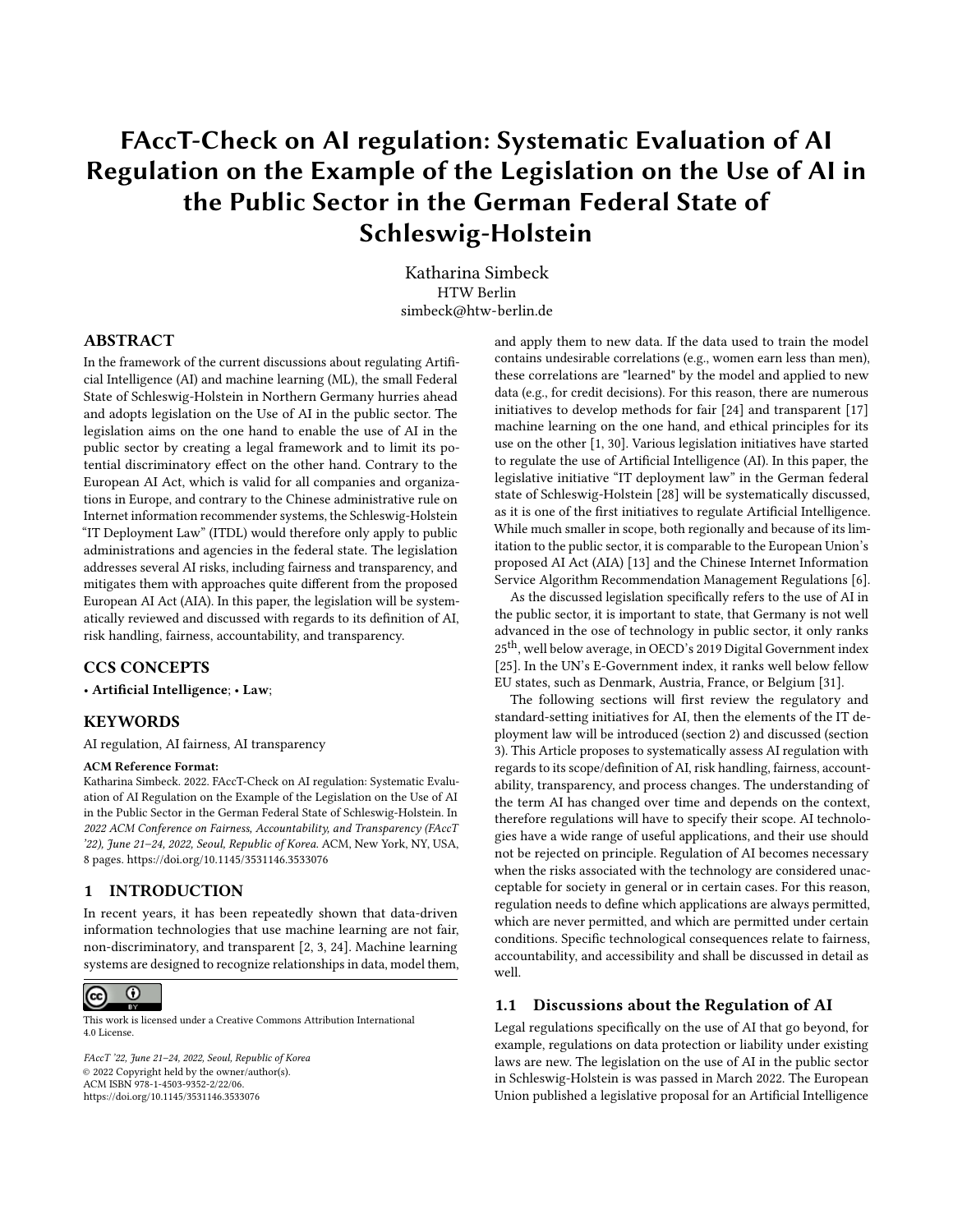# FAccT-Check on AI regulation: Systematic Evaluation of AI Regulation on the Example of the Legislation on the Use of AI in the Public Sector in the German Federal State of Schleswig-Holstein

Katharina Simbeck
HTW Berlin
simbeck@htw-berlin.de

## ABSTRACT

In the framework of the current discussions about regulating Artificial Intelligence (AI) and machine learning (ML), the small Federal State of Schleswig-Holstein in Northern Germany hurries ahead and adopts legislation on the Use of AI in the public sector. The legislation aims on the one hand to enable the use of AI in the public sector by creating a legal framework and to limit its potential discriminatory effect on the other hand. Contrary to the European AI Act, which is valid for all companies and organizations in Europe, and contrary to the Chinese administrative rule on Internet information recommender systems, the Schleswig-Holstein "IT Deployment Law" (ITDL) would therefore only apply to public administrations and agencies in the federal state. The legislation addresses several AI risks, including fairness and transparency, and mitigates them with approaches quite different from the proposed European AI Act (AIA). In this paper, the legislation will be systematically reviewed and discussed with regards to its definition of AI, risk handling, fairness, accountability, and transparency.

## CCS CONCEPTS

• **Artificial Intelligence**; • **Law**;

## KEYWORDS

AI regulation, AI fairness, AI transparency

**ACM Reference Format:**
Katharina Simbeck. 2022. FAccT-Check on AI regulation: Systematic Evaluation of AI Regulation on the Example of the Legislation on the Use of AI in the Public Sector in the German Federal State of Schleswig-Holstein. In *2022 ACM Conference on Fairness, Accountability, and Transparency (FAccT '22), June 21–24, 2022, Seoul, Republic of Korea.* ACM, New York, NY, USA, 8 pages. https://doi.org/10.1145/3531146.3533076

## 1 INTRODUCTION

In recent years, it has been repeatedly shown that data-driven information technologies that use machine learning are not fair, non-discriminatory, and transparent [2, 3, 24]. Machine learning systems are designed to recognize relationships in data, model them, and apply them to new data. If the data used to train the model contains undesirable correlations (e.g., women earn less than men), these correlations are "learned" by the model and applied to new data (e.g., for credit decisions). For this reason, there are numerous initiatives to develop methods for fair [24] and transparent [17] machine learning on the one hand, and ethical principles for its use on the other [1, 30]. Various legislation initiatives have started to regulate the use of Artificial Intelligence (AI). In this paper, the legislative initiative "IT deployment law" in the German federal state of Schleswig-Holstein [28] will be systematically discussed, as it is one of the first initiatives to regulate Artificial Intelligence. While much smaller in scope, both regionally and because of its limitation to the public sector, it is comparable to the European Union's proposed AI Act (AIA) [13] and the Chinese Internet Information Service Algorithm Recommendation Management Regulations [6].

As the discussed legislation specifically refers to the use of AI in the public sector, it is important to state, that Germany is not well advanced in the ose of technology in public sector, it only ranks 25th, well below average, in OECD's 2019 Digital Government index [25]. In the UN's E-Government index, it ranks well below fellow EU states, such as Denmark, Austria, France, or Belgium [31].

The following sections will first review the regulatory and standard-setting initiatives for AI, then the elements of the IT deployment law will be introduced (section 2) and discussed (section 3). This Article proposes to systematically assess AI regulation with regards to its scope/definition of AI, risk handling, fairness, accountability, transparency, and process changes. The understanding of the term AI has changed over time and depends on the context, therefore regulations will have to specify their scope. AI technologies have a wide range of useful applications, and their use should not be rejected on principle. Regulation of AI becomes necessary when the risks associated with the technology are considered unacceptable for society in general or in certain cases. For this reason, regulation needs to define which applications are always permitted, which are never permitted, and which are permitted under certain conditions. Specific technological consequences relate to fairness, accountability, and accessibility and shall be discussed in detail as well.

### 1.1 Discussions about the Regulation of AI

Legal regulations specifically on the use of AI that go beyond, for example, regulations on data protection or liability under existing laws are new. The legislation on the use of AI in the public sector in Schleswig-Holstein is was passed in March 2022. The European Union published a legislative proposal for an Artificial Intelligence

This work is licensed under a Creative Commons Attribution International 4.0 License.

*FAccT '22, June 21–24, 2022, Seoul, Republic of Korea*
© 2022 Copyright held by the owner/author(s).
ACM ISBN 978-1-4503-9352-2/22/06.
https://doi.org/10.1145/3531146.3533076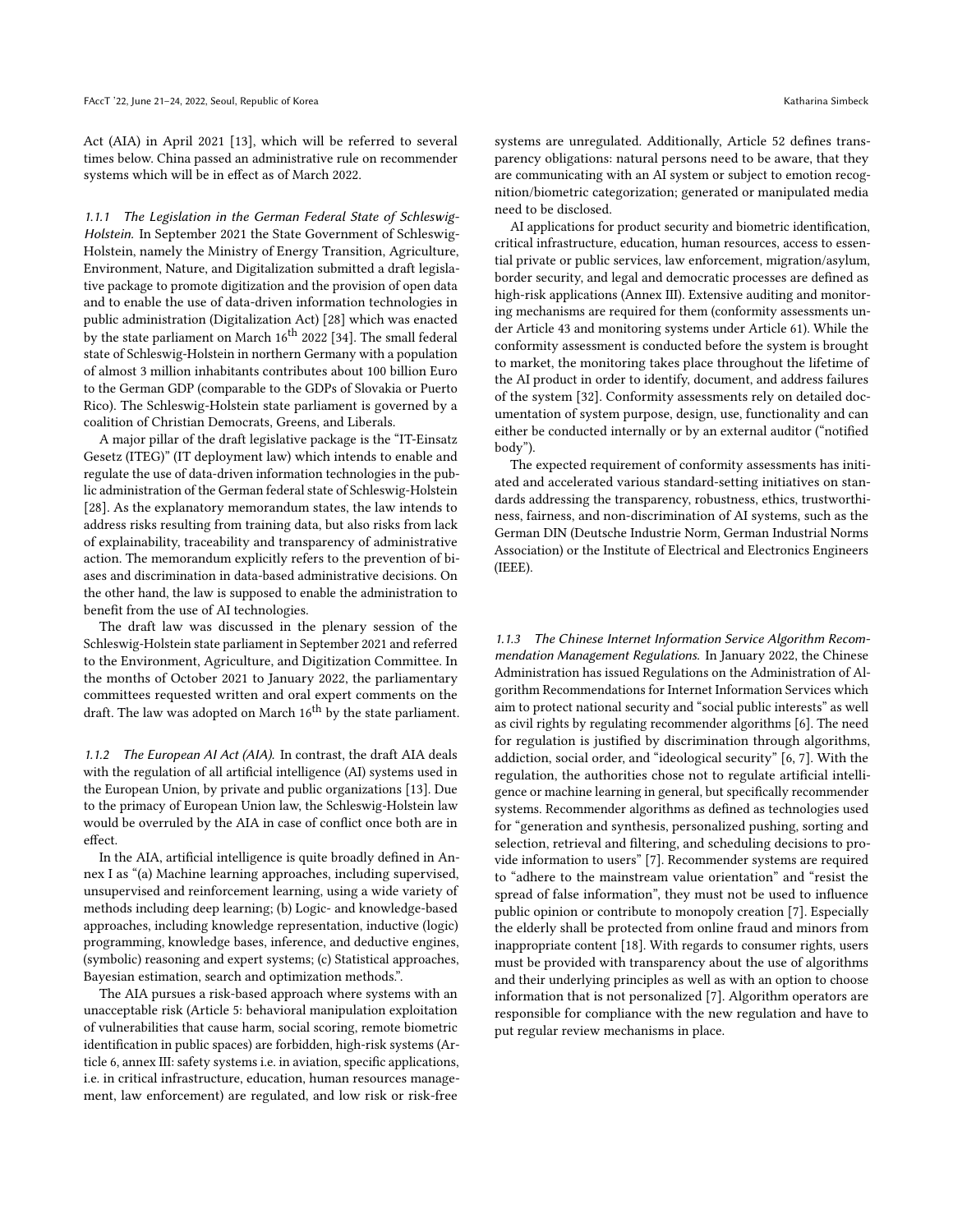Act (AIA) in April 2021 [13], which will be referred to several times below. China passed an administrative rule on recommender systems which will be in effect as of March 2022.

#### 1.1.1 The Legislation in the German Federal State of Schleswig-Holstein.

In September 2021 the State Government of Schleswig-Holstein, namely the Ministry of Energy Transition, Agriculture, Environment, Nature, and Digitalization submitted a draft legislative package to promote digitization and the provision of open data and to enable the use of data-driven information technologies in public administration (Digitalization Act) [28] which was enacted by the state parliament on March 16th 2022 [34]. The small federal state of Schleswig-Holstein in northern Germany with a population of almost 3 million inhabitants contributes about 100 billion Euro to the German GDP (comparable to the GDPs of Slovakia or Puerto Rico). The Schleswig-Holstein state parliament is governed by a coalition of Christian Democrats, Greens, and Liberals.

A major pillar of the draft legislative package is the "IT-Einsatz Gesetz (ITEG)" (IT deployment law) which intends to enable and regulate the use of data-driven information technologies in the public administration of the German federal state of Schleswig-Holstein [28]. As the explanatory memorandum states, the law intends to address risks resulting from training data, but also risks from lack of explainability, traceability and transparency of administrative action. The memorandum explicitly refers to the prevention of biases and discrimination in data-based administrative decisions. On the other hand, the law is supposed to enable the administration to benefit from the use of AI technologies.

The draft law was discussed in the plenary session of the Schleswig-Holstein state parliament in September 2021 and referred to the Environment, Agriculture, and Digitization Committee. In the months of October 2021 to January 2022, the parliamentary committees requested written and oral expert comments on the draft. The law was adopted on March 16th by the state parliament.

#### 1.1.2 The European AI Act (AIA).

In contrast, the draft AIA deals with the regulation of all artificial intelligence (AI) systems used in the European Union, by private and public organizations [13]. Due to the primacy of European Union law, the Schleswig-Holstein law would be overruled by the AIA in case of conflict once both are in effect.

In the AIA, artificial intelligence is quite broadly defined in Annex I as "(a) Machine learning approaches, including supervised, unsupervised and reinforcement learning, using a wide variety of methods including deep learning; (b) Logic- and knowledge-based approaches, including knowledge representation, inductive (logic) programming, knowledge bases, inference, and deductive engines, (symbolic) reasoning and expert systems; (c) Statistical approaches, Bayesian estimation, search and optimization methods.".

The AIA pursues a risk-based approach where systems with an unacceptable risk (Article 5: behavioral manipulation exploitation of vulnerabilities that cause harm, social scoring, remote biometric identification in public spaces) are forbidden, high-risk systems (Article 6, annex III: safety systems i.e. in aviation, specific applications, i.e. in critical infrastructure, education, human resources management, law enforcement) are regulated, and low risk or risk-free systems are unregulated. Additionally, Article 52 defines transparency obligations: natural persons need to be aware, that they are communicating with an AI system or subject to emotion recognition/biometric categorization; generated or manipulated media need to be disclosed.

AI applications for product security and biometric identification, critical infrastructure, education, human resources, access to essential private or public services, law enforcement, migration/asylum, border security, and legal and democratic processes are defined as high-risk applications (Annex III). Extensive auditing and monitoring mechanisms are required for them (conformity assessments under Article 43 and monitoring systems under Article 61). While the conformity assessment is conducted before the system is brought to market, the monitoring takes place throughout the lifetime of the AI product in order to identify, document, and address failures of the system [32]. Conformity assessments rely on detailed documentation of system purpose, design, use, functionality and can either be conducted internally or by an external auditor ("notified body").

The expected requirement of conformity assessments has initiated and accelerated various standard-setting initiatives on standards addressing the transparency, robustness, ethics, trustworthiness, fairness, and non-discrimination of AI systems, such as the German DIN (Deutsche Industrie Norm, German Industrial Norms Association) or the Institute of Electrical and Electronics Engineers (IEEE).

#### 1.1.3 The Chinese Internet Information Service Algorithm Recommendation Management Regulations.

In January 2022, the Chinese Administration has issued Regulations on the Administration of Algorithm Recommendations for Internet Information Services which aim to protect national security and "social public interests" as well as civil rights by regulating recommender algorithms [6]. The need for regulation is justified by discrimination through algorithms, addiction, social order, and "ideological security" [6, 7]. With the regulation, the authorities chose not to regulate artificial intelligence or machine learning in general, but specifically recommender systems. Recommender algorithms as defined as technologies used for "generation and synthesis, personalized pushing, sorting and selection, retrieval and filtering, and scheduling decisions to provide information to users" [7]. Recommender systems are required to "adhere to the mainstream value orientation" and "resist the spread of false information", they must not be used to influence public opinion or contribute to monopoly creation [7]. Especially the elderly shall be protected from online fraud and minors from inappropriate content [18]. With regards to consumer rights, users must be provided with transparency about the use of algorithms and their underlying principles as well as with an option to choose information that is not personalized [7]. Algorithm operators are responsible for compliance with the new regulation and have to put regular review mechanisms in place.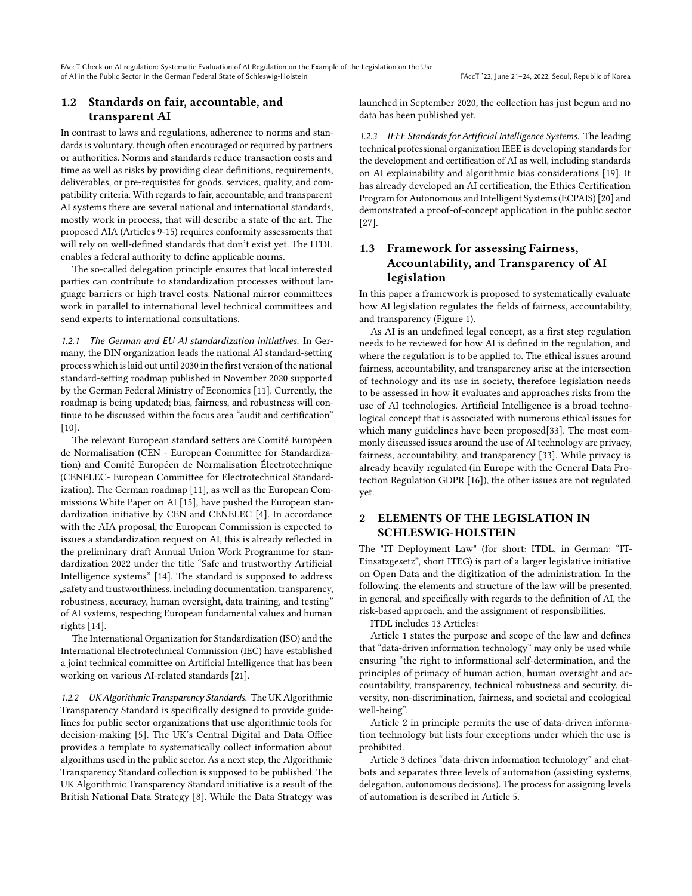## 1.2 Standards on fair, accountable, and transparent AI

In contrast to laws and regulations, adherence to norms and standards is voluntary, though often encouraged or required by partners or authorities. Norms and standards reduce transaction costs and time as well as risks by providing clear definitions, requirements, deliverables, or pre-requisites for goods, services, quality, and compatibility criteria. With regards to fair, accountable, and transparent AI systems there are several national and international standards, mostly work in process, that will describe a state of the art. The proposed AIA (Articles 9-15) requires conformity assessments that will rely on well-defined standards that don't exist yet. The ITDL enables a federal authority to define applicable norms.

The so-called delegation principle ensures that local interested parties can contribute to standardization processes without language barriers or high travel costs. National mirror committees work in parallel to international level technical committees and send experts to international consultations.

*1.2.1 The German and EU AI standardization initiatives.* In Germany, the DIN organization leads the national AI standard-setting process which is laid out until 2030 in the first version of the national standard-setting roadmap published in November 2020 supported by the German Federal Ministry of Economics [11]. Currently, the roadmap is being updated; bias, fairness, and robustness will continue to be discussed within the focus area "audit and certification" [10].

The relevant European standard setters are Comité Européen de Normalisation (CEN - European Committee for Standardization) and Comité Européen de Normalisation Électrotechnique (CENELEC- European Committee for Electrotechnical Standardization). The German roadmap [11], as well as the European Commissions White Paper on AI [15], have pushed the European standardization initiative by CEN and CENELEC [4]. In accordance with the AIA proposal, the European Commission is expected to issues a standardization request on AI, this is already reflected in the preliminary draft Annual Union Work Programme for standardization 2022 under the title "Safe and trustworthy Artificial Intelligence systems" [14]. The standard is supposed to address „safety and trustworthiness, including documentation, transparency, robustness, accuracy, human oversight, data training, and testing" of AI systems, respecting European fundamental values and human rights [14].

The International Organization for Standardization (ISO) and the International Electrotechnical Commission (IEC) have established a joint technical committee on Artificial Intelligence that has been working on various AI-related standards [21].

*1.2.2 UK Algorithmic Transparency Standards.* The UK Algorithmic Transparency Standard is specifically designed to provide guidelines for public sector organizations that use algorithmic tools for decision-making [5]. The UK's Central Digital and Data Office provides a template to systematically collect information about algorithms used in the public sector. As a next step, the Algorithmic Transparency Standard collection is supposed to be published. The UK Algorithmic Transparency Standard initiative is a result of the British National Data Strategy [8]. While the Data Strategy was launched in September 2020, the collection has just begun and no data has been published yet.

*1.2.3 IEEE Standards for Artificial Intelligence Systems.* The leading technical professional organization IEEE is developing standards for the development and certification of AI as well, including standards on AI explainability and algorithmic bias considerations [19]. It has already developed an AI certification, the Ethics Certification Program for Autonomous and Intelligent Systems (ECPAIS) [20] and demonstrated a proof-of-concept application in the public sector [27].

## 1.3 Framework for assessing Fairness, Accountability, and Transparency of AI legislation

In this paper a framework is proposed to systematically evaluate how AI legislation regulates the fields of fairness, accountability, and transparency (Figure 1).

As AI is an undefined legal concept, as a first step regulation needs to be reviewed for how AI is defined in the regulation, and where the regulation is to be applied to. The ethical issues around fairness, accountability, and transparency arise at the intersection of technology and its use in society, therefore legislation needs to be assessed in how it evaluates and approaches risks from the use of AI technologies. Artificial Intelligence is a broad technological concept that is associated with numerous ethical issues for which many guidelines have been proposed[33]. The most commonly discussed issues around the use of AI technology are privacy, fairness, accountability, and transparency [33]. While privacy is already heavily regulated (in Europe with the General Data Protection Regulation GDPR [16]), the other issues are not regulated yet.

# 2 ELEMENTS OF THE LEGISLATION IN SCHLESWIG-HOLSTEIN

The "IT Deployment Law" (for short: ITDL, in German: "IT-Einsatzgesetz", short ITEG) is part of a larger legislative initiative on Open Data and the digitization of the administration. In the following, the elements and structure of the law will be presented, in general, and specifically with regards to the definition of AI, the risk-based approach, and the assignment of responsibilities.

ITDL includes 13 Articles:

Article 1 states the purpose and scope of the law and defines that "data-driven information technology" may only be used while ensuring "the right to informational self-determination, and the principles of primacy of human action, human oversight and accountability, transparency, technical robustness and security, diversity, non-discrimination, fairness, and societal and ecological well-being".

Article 2 in principle permits the use of data-driven information technology but lists four exceptions under which the use is prohibited.

Article 3 defines "data-driven information technology" and chatbots and separates three levels of automation (assisting systems, delegation, autonomous decisions). The process for assigning levels of automation is described in Article 5.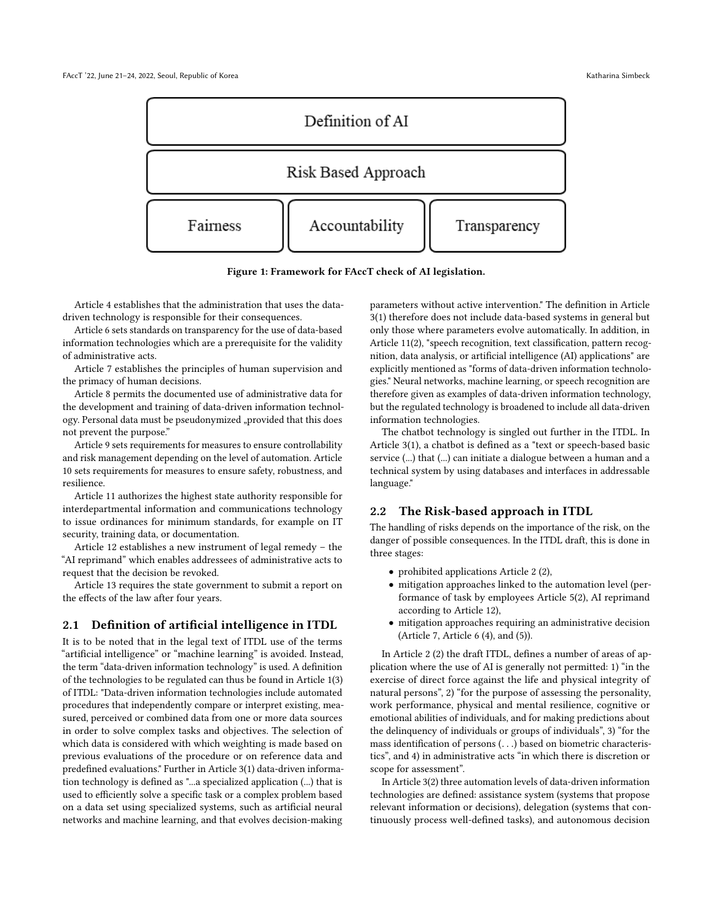Figure 1: Framework for FAccT check of AI legislation.

Article 4 establishes that the administration that uses the data-driven technology is responsible for their consequences.

Article 6 sets standards on transparency for the use of data-based information technologies which are a prerequisite for the validity of administrative acts.

Article 7 establishes the principles of human supervision and the primacy of human decisions.

Article 8 permits the documented use of administrative data for the development and training of data-driven information technology. Personal data must be pseudonymized „provided that this does not prevent the purpose."

Article 9 sets requirements for measures to ensure controllability and risk management depending on the level of automation. Article 10 sets requirements for measures to ensure safety, robustness, and resilience.

Article 11 authorizes the highest state authority responsible for interdepartmental information and communications technology to issue ordinances for minimum standards, for example on IT security, training data, or documentation.

Article 12 establishes a new instrument of legal remedy – the "AI reprimand" which enables addressees of administrative acts to request that the decision be revoked.

Article 13 requires the state government to submit a report on the effects of the law after four years.

### 2.1 Definition of artificial intelligence in ITDL

It is to be noted that in the legal text of ITDL use of the terms "artificial intelligence" or "machine learning" is avoided. Instead, the term "data-driven information technology" is used. A definition of the technologies to be regulated can thus be found in Article 1(3) of ITDL: "Data-driven information technologies include automated procedures that independently compare or interpret existing, measured, perceived or combined data from one or more data sources in order to solve complex tasks and objectives. The selection of which data is considered with which weighting is made based on previous evaluations of the procedure or on reference data and predefined evaluations." Further in Article 3(1) data-driven information technology is defined as "...a specialized application (...) that is used to efficiently solve a specific task or a complex problem based on a data set using specialized systems, such as artificial neural networks and machine learning, and that evolves decision-making parameters without active intervention." The definition in Article 3(1) therefore does not include data-based systems in general but only those where parameters evolve automatically. In addition, in Article 11(2), "speech recognition, text classification, pattern recognition, data analysis, or artificial intelligence (AI) applications" are explicitly mentioned as "forms of data-driven information technologies." Neural networks, machine learning, or speech recognition are therefore given as examples of data-driven information technology, but the regulated technology is broadened to include all data-driven information technologies.

The chatbot technology is singled out further in the ITDL. In Article 3(1), a chatbot is defined as a "text or speech-based basic service (...) that (...) can initiate a dialogue between a human and a technical system by using databases and interfaces in addressable language."

### 2.2 The Risk-based approach in ITDL

The handling of risks depends on the importance of the risk, on the danger of possible consequences. In the ITDL draft, this is done in three stages:

- prohibited applications Article 2 (2),
- mitigation approaches linked to the automation level (performance of task by employees Article 5(2), AI reprimand according to Article 12),
- mitigation approaches requiring an administrative decision (Article 7, Article 6 (4), and (5)).

In Article 2 (2) the draft ITDL, defines a number of areas of application where the use of AI is generally not permitted: 1) "in the exercise of direct force against the life and physical integrity of natural persons", 2) "for the purpose of assessing the personality, work performance, physical and mental resilience, cognitive or emotional abilities of individuals, and for making predictions about the delinquency of individuals or groups of individuals", 3) "for the mass identification of persons (. . .) based on biometric characteristics", and 4) in administrative acts "in which there is discretion or scope for assessment".

In Article 3(2) three automation levels of data-driven information technologies are defined: assistance system (systems that propose relevant information or decisions), delegation (systems that continuously process well-defined tasks), and autonomous decision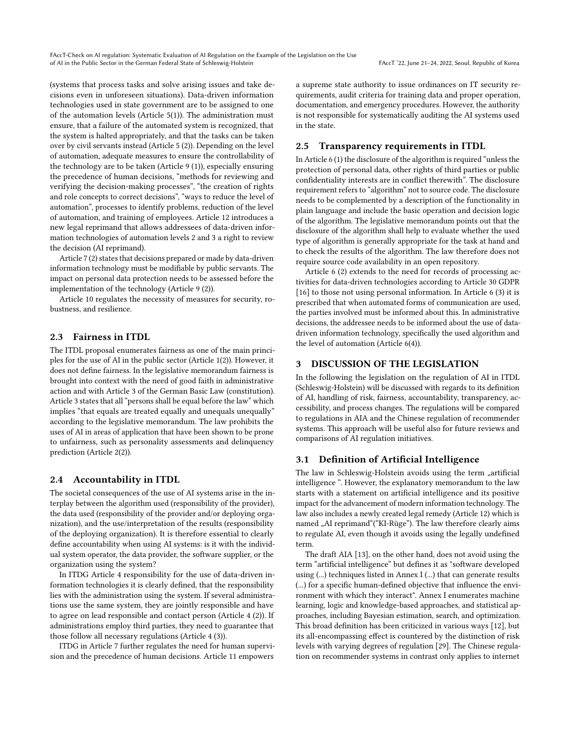(systems that process tasks and solve arising issues and take decisions even in unforeseen situations). Data-driven information technologies used in state government are to be assigned to one of the automation levels (Article 5(1)). The administration must ensure, that a failure of the automated system is recognized, that the system is halted appropriately, and that the tasks can be taken over by civil servants instead (Article 5 (2)). Depending on the level of automation, adequate measures to ensure the controllability of the technology are to be taken (Article 9 (1)), especially ensuring the precedence of human decisions, "methods for reviewing and verifying the decision-making processes", "the creation of rights and role concepts to correct decisions", "ways to reduce the level of automation", processes to identify problems, reduction of the level of automation, and training of employees. Article 12 introduces a new legal reprimand that allows addressees of data-driven information technologies of automation levels 2 and 3 a right to review the decision (AI reprimand).

Article 7 (2) states that decisions prepared or made by data-driven information technology must be modifiable by public servants. The impact on personal data protection needs to be assessed before the implementation of the technology (Article 9 (2)).

Article 10 regulates the necessity of measures for security, robustness, and resilience.

## 2.3 Fairness in ITDL

The ITDL proposal enumerates fairness as one of the main principles for the use of AI in the public sector (Article 1(2)). However, it does not define fairness. In the legislative memorandum fairness is brought into context with the need of good faith in administrative action and with Article 3 of the German Basic Law (constitution). Article 3 states that all "persons shall be equal before the law" which implies "that equals are treated equally and unequals unequally" according to the legislative memorandum. The law prohibits the uses of AI in areas of application that have been shown to be prone to unfairness, such as personality assessments and delinquency prediction (Article 2(2)).

## 2.4 Accountability in ITDL

The societal consequences of the use of AI systems arise in the interplay between the algorithm used (responsibility of the provider), the data used (responsibility of the provider and/or deploying organization), and the use/interpretation of the results (responsibility of the deploying organization). It is therefore essential to clearly define accountability when using AI systems: is it with the individual system operator, the data provider, the software supplier, or the organization using the system?

In ITDG Article 4 responsibility for the use of data-driven information technologies it is clearly defined, that the responsibility lies with the administration using the system. If several administrations use the same system, they are jointly responsible and have to agree on lead responsible and contact person (Article 4 (2)). If administrations employ third parties, they need to guarantee that those follow all necessary regulations (Article 4 (3)).

ITDG in Article 7 further regulates the need for human supervision and the precedence of human decisions. Article 11 empowers a supreme state authority to issue ordinances on IT security requirements, audit criteria for training data and proper operation, documentation, and emergency procedures. However, the authority is not responsible for systematically auditing the AI systems used in the state.

## 2.5 Transparency requirements in ITDL

In Article 6 (1) the disclosure of the algorithm is required "unless the protection of personal data, other rights of third parties or public confidentiality interests are in conflict therewith". The disclosure requirement refers to "algorithm" not to source code. The disclosure needs to be complemented by a description of the functionality in plain language and include the basic operation and decision logic of the algorithm. The legislative memorandum points out that the disclosure of the algorithm shall help to evaluate whether the used type of algorithm is generally appropriate for the task at hand and to check the results of the algorithm. The law therefore does not require source code availability in an open repository.

Article 6 (2) extends to the need for records of processing activities for data-driven technologies according to Article 30 GDPR [16] to those not using personal information. In Article 6 (3) it is prescribed that when automated forms of communication are used, the parties involved must be informed about this. In administrative decisions, the addressee needs to be informed about the use of data-driven information technology, specifically the used algorithm and the level of automation (Article 6(4)).

# 3 DISCUSSION OF THE LEGISLATION

In the following the legislation on the regulation of AI in ITDL (Schleswig-Holstein) will be discussed with regards to its definition of AI, handling of risk, fairness, accountability, transparency, accessibility, and process changes. The regulations will be compared to regulations in AIA and the Chinese regulation of recommender systems. This approach will be useful also for future reviews and comparisons of AI regulation initiatives.

## 3.1 Definition of Artificial Intelligence

The law in Schleswig-Holstein avoids using the term „artificial intelligence ". However, the explanatory memorandum to the law starts with a statement on artificial intelligence and its positive impact for the advancement of modern information technology. The law also includes a newly created legal remedy (Article 12) which is named „AI reprimand"("KI-Rüge"). The law therefore clearly aims to regulate AI, even though it avoids using the legally undefined term.

The draft AIA [13], on the other hand, does not avoid using the term "artificial intelligence" but defines it as "software developed using (...) techniques listed in Annex I (...) that can generate results (...) for a specific human-defined objective that influence the environment with which they interact". Annex I enumerates machine learning, logic and knowledge-based approaches, and statistical approaches, including Bayesian estimation, search, and optimization. This broad definition has been criticized in various ways [12], but its all-encompassing effect is countered by the distinction of risk levels with varying degrees of regulation [29]. The Chinese regulation on recommender systems in contrast only applies to internet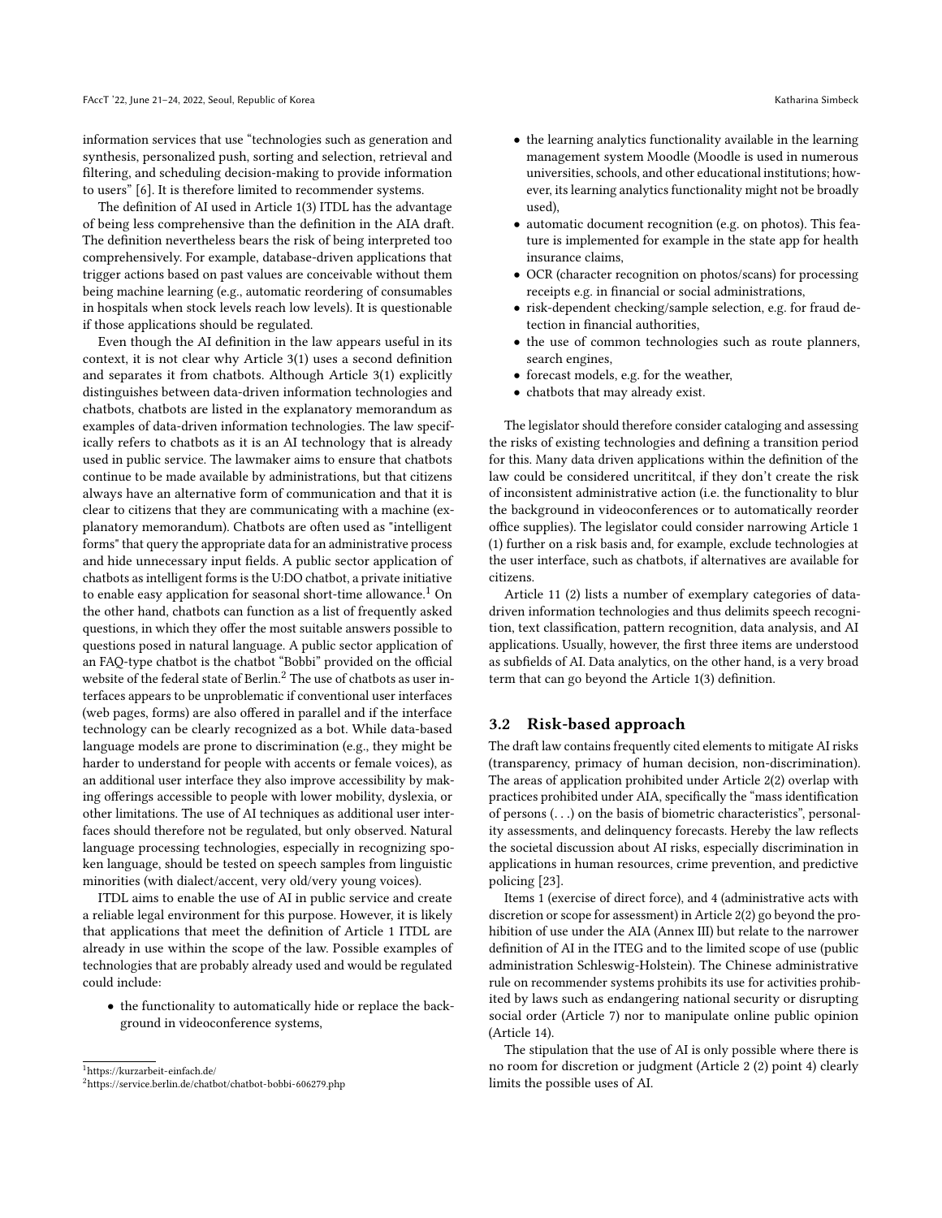information services that use "technologies such as generation and synthesis, personalized push, sorting and selection, retrieval and filtering, and scheduling decision-making to provide information to users" [6]. It is therefore limited to recommender systems.

The definition of AI used in Article 1(3) ITDL has the advantage of being less comprehensive than the definition in the AIA draft. The definition nevertheless bears the risk of being interpreted too comprehensively. For example, database-driven applications that trigger actions based on past values are conceivable without them being machine learning (e.g., automatic reordering of consumables in hospitals when stock levels reach low levels). It is questionable if those applications should be regulated.

Even though the AI definition in the law appears useful in its context, it is not clear why Article 3(1) uses a second definition and separates it from chatbots. Although Article 3(1) explicitly distinguishes between data-driven information technologies and chatbots, chatbots are listed in the explanatory memorandum as examples of data-driven information technologies. The law specifically refers to chatbots as it is an AI technology that is already used in public service. The lawmaker aims to ensure that chatbots continue to be made available by administrations, but that citizens always have an alternative form of communication and that it is clear to citizens that they are communicating with a machine (explanatory memorandum). Chatbots are often used as "intelligent forms" that query the appropriate data for an administrative process and hide unnecessary input fields. A public sector application of chatbots as intelligent forms is the U:DO chatbot, a private initiative to enable easy application for seasonal short-time allowance.[1] On the other hand, chatbots can function as a list of frequently asked questions, in which they offer the most suitable answers possible to questions posed in natural language. A public sector application of an FAQ-type chatbot is the chatbot "Bobbi" provided on the official website of the federal state of Berlin.[2] The use of chatbots as user interfaces appears to be unproblematic if conventional user interfaces (web pages, forms) are also offered in parallel and if the interface technology can be clearly recognized as a bot. While data-based language models are prone to discrimination (e.g., they might be harder to understand for people with accents or female voices), as an additional user interface they also improve accessibility by making offerings accessible to people with lower mobility, dyslexia, or other limitations. The use of AI techniques as additional user interfaces should therefore not be regulated, but only observed. Natural language processing technologies, especially in recognizing spoken language, should be tested on speech samples from linguistic minorities (with dialect/accent, very old/very young voices).

ITDL aims to enable the use of AI in public service and create a reliable legal environment for this purpose. However, it is likely that applications that meet the definition of Article 1 ITDL are already in use within the scope of the law. Possible examples of technologies that are probably already used and would be regulated could include:

- the functionality to automatically hide or replace the background in videoconference systems,
- the learning analytics functionality available in the learning management system Moodle (Moodle is used in numerous universities, schools, and other educational institutions; however, its learning analytics functionality might not be broadly used),
- automatic document recognition (e.g. on photos). This feature is implemented for example in the state app for health insurance claims,
- OCR (character recognition on photos/scans) for processing receipts e.g. in financial or social administrations,
- risk-dependent checking/sample selection, e.g. for fraud detection in financial authorities,
- the use of common technologies such as route planners, search engines,
- forecast models, e.g. for the weather,
- chatbots that may already exist.

The legislator should therefore consider cataloging and assessing the risks of existing technologies and defining a transition period for this. Many data driven applications within the definition of the law could be considered uncrititcal, if they don't create the risk of inconsistent administrative action (i.e. the functionality to blur the background in videoconferences or to automatically reorder office supplies). The legislator could consider narrowing Article 1 (1) further on a risk basis and, for example, exclude technologies at the user interface, such as chatbots, if alternatives are available for citizens.

Article 11 (2) lists a number of exemplary categories of data-driven information technologies and thus delimits speech recognition, text classification, pattern recognition, data analysis, and AI applications. Usually, however, the first three items are understood as subfields of AI. Data analytics, on the other hand, is a very broad term that can go beyond the Article 1(3) definition.

### 3.2 Risk-based approach

The draft law contains frequently cited elements to mitigate AI risks (transparency, primacy of human decision, non-discrimination). The areas of application prohibited under Article 2(2) overlap with practices prohibited under AIA, specifically the "mass identification of persons (. . .) on the basis of biometric characteristics", personality assessments, and delinquency forecasts. Hereby the law reflects the societal discussion about AI risks, especially discrimination in applications in human resources, crime prevention, and predictive policing [23].

Items 1 (exercise of direct force), and 4 (administrative acts with discretion or scope for assessment) in Article 2(2) go beyond the prohibition of use under the AIA (Annex III) but relate to the narrower definition of AI in the ITEG and to the limited scope of use (public administration Schleswig-Holstein). The Chinese administrative rule on recommender systems prohibits its use for activities prohibited by laws such as endangering national security or disrupting social order (Article 7) nor to manipulate online public opinion (Article 14).

The stipulation that the use of AI is only possible where there is no room for discretion or judgment (Article 2 (2) point 4) clearly limits the possible uses of AI.

[1] https://kurzarbeit-einfach.de/

[2] https://service.berlin.de/chatbot/chatbot-bobbi-606279.php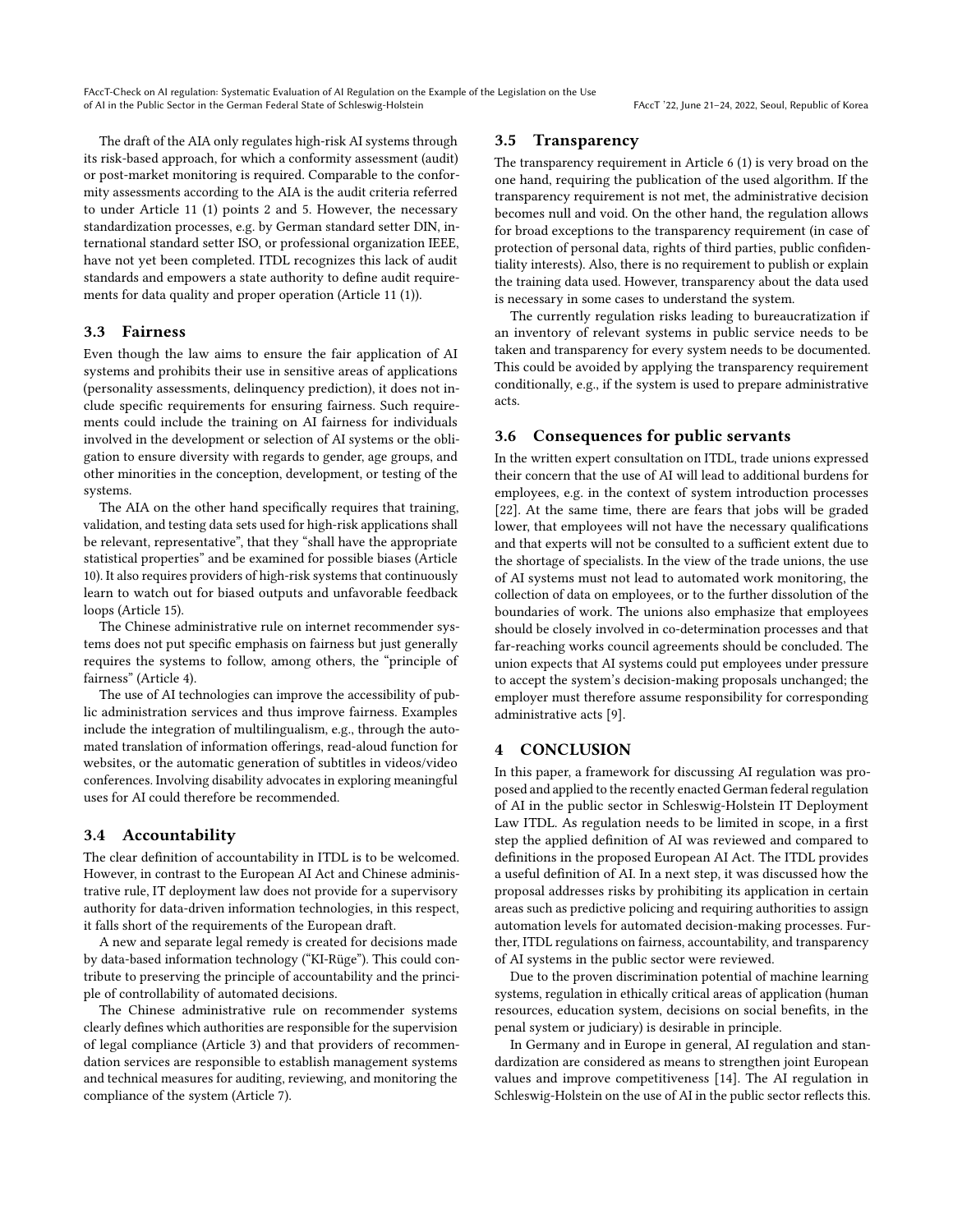The draft of the AIA only regulates high-risk AI systems through its risk-based approach, for which a conformity assessment (audit) or post-market monitoring is required. Comparable to the conformity assessments according to the AIA is the audit criteria referred to under Article 11 (1) points 2 and 5. However, the necessary standardization processes, e.g. by German standard setter DIN, international standard setter ISO, or professional organization IEEE, have not yet been completed. ITDL recognizes this lack of audit standards and empowers a state authority to define audit requirements for data quality and proper operation (Article 11 (1)).

### 3.3 Fairness

Even though the law aims to ensure the fair application of AI systems and prohibits their use in sensitive areas of applications (personality assessments, delinquency prediction), it does not include specific requirements for ensuring fairness. Such requirements could include the training on AI fairness for individuals involved in the development or selection of AI systems or the obligation to ensure diversity with regards to gender, age groups, and other minorities in the conception, development, or testing of the systems.

The AIA on the other hand specifically requires that training, validation, and testing data sets used for high-risk applications shall be relevant, representative", that they "shall have the appropriate statistical properties" and be examined for possible biases (Article 10). It also requires providers of high-risk systems that continuously learn to watch out for biased outputs and unfavorable feedback loops (Article 15).

The Chinese administrative rule on internet recommender systems does not put specific emphasis on fairness but just generally requires the systems to follow, among others, the "principle of fairness" (Article 4).

The use of AI technologies can improve the accessibility of public administration services and thus improve fairness. Examples include the integration of multilingualism, e.g., through the automated translation of information offerings, read-aloud function for websites, or the automatic generation of subtitles in videos/video conferences. Involving disability advocates in exploring meaningful uses for AI could therefore be recommended.

### 3.4 Accountability

The clear definition of accountability in ITDL is to be welcomed. However, in contrast to the European AI Act and Chinese administrative rule, IT deployment law does not provide for a supervisory authority for data-driven information technologies, in this respect, it falls short of the requirements of the European draft.

A new and separate legal remedy is created for decisions made by data-based information technology ("KI-Rüge"). This could contribute to preserving the principle of accountability and the principle of controllability of automated decisions.

The Chinese administrative rule on recommender systems clearly defines which authorities are responsible for the supervision of legal compliance (Article 3) and that providers of recommendation services are responsible to establish management systems and technical measures for auditing, reviewing, and monitoring the compliance of the system (Article 7).

### 3.5 Transparency

The transparency requirement in Article 6 (1) is very broad on the one hand, requiring the publication of the used algorithm. If the transparency requirement is not met, the administrative decision becomes null and void. On the other hand, the regulation allows for broad exceptions to the transparency requirement (in case of protection of personal data, rights of third parties, public confidentiality interests). Also, there is no requirement to publish or explain the training data used. However, transparency about the data used is necessary in some cases to understand the system.

The currently regulation risks leading to bureaucratization if an inventory of relevant systems in public service needs to be taken and transparency for every system needs to be documented. This could be avoided by applying the transparency requirement conditionally, e.g., if the system is used to prepare administrative acts.

### 3.6 Consequences for public servants

In the written expert consultation on ITDL, trade unions expressed their concern that the use of AI will lead to additional burdens for employees, e.g. in the context of system introduction processes [22]. At the same time, there are fears that jobs will be graded lower, that employees will not have the necessary qualifications and that experts will not be consulted to a sufficient extent due to the shortage of specialists. In the view of the trade unions, the use of AI systems must not lead to automated work monitoring, the collection of data on employees, or to the further dissolution of the boundaries of work. The unions also emphasize that employees should be closely involved in co-determination processes and that far-reaching works council agreements should be concluded. The union expects that AI systems could put employees under pressure to accept the system's decision-making proposals unchanged; the employer must therefore assume responsibility for corresponding administrative acts [9].

## 4 CONCLUSION

In this paper, a framework for discussing AI regulation was proposed and applied to the recently enacted German federal regulation of AI in the public sector in Schleswig-Holstein IT Deployment Law ITDL. As regulation needs to be limited in scope, in a first step the applied definition of AI was reviewed and compared to definitions in the proposed European AI Act. The ITDL provides a useful definition of AI. In a next step, it was discussed how the proposal addresses risks by prohibiting its application in certain areas such as predictive policing and requiring authorities to assign automation levels for automated decision-making processes. Further, ITDL regulations on fairness, accountability, and transparency of AI systems in the public sector were reviewed.

Due to the proven discrimination potential of machine learning systems, regulation in ethically critical areas of application (human resources, education system, decisions on social benefits, in the penal system or judiciary) is desirable in principle.

In Germany and in Europe in general, AI regulation and standardization are considered as means to strengthen joint European values and improve competitiveness [14]. The AI regulation in Schleswig-Holstein on the use of AI in the public sector reflects this.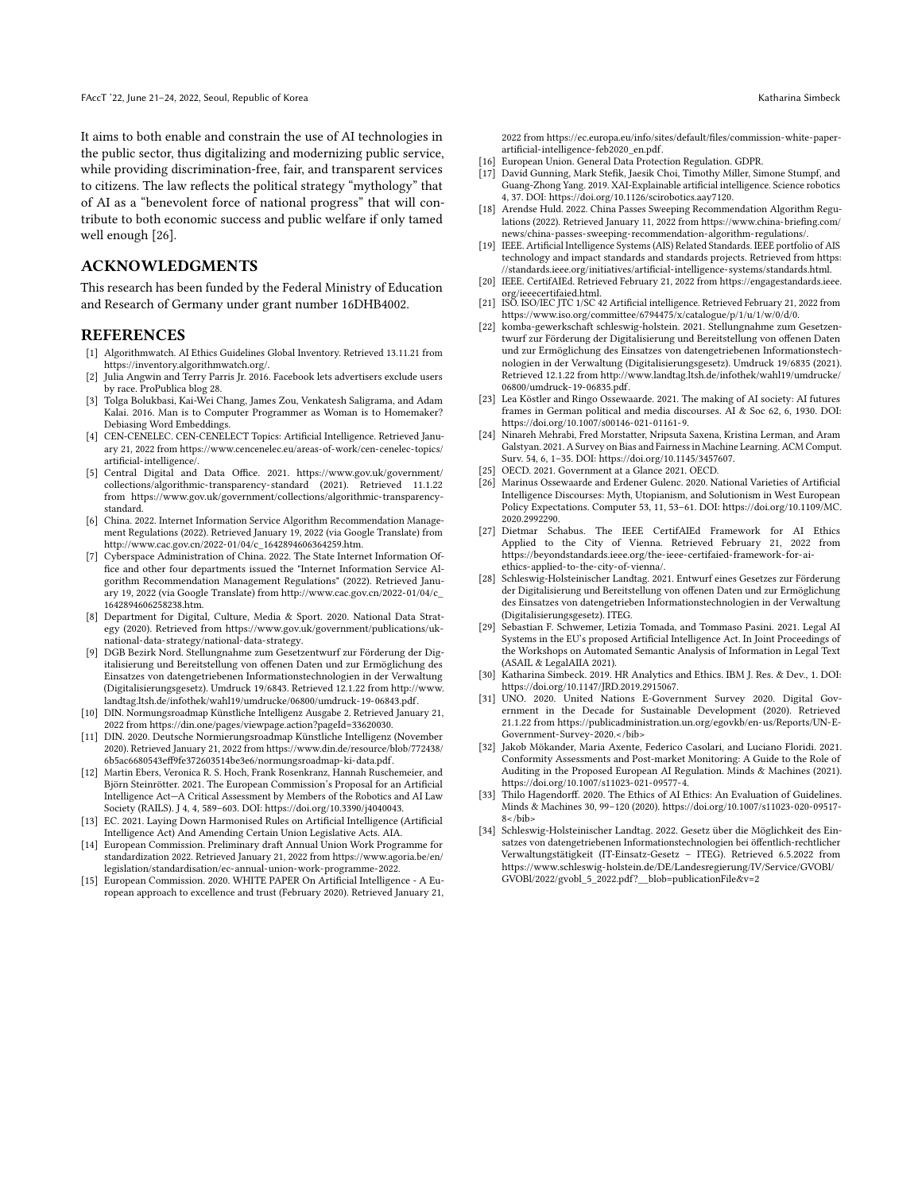It aims to both enable and constrain the use of AI technologies in the public sector, thus digitalizing and modernizing public service, while providing discrimination-free, fair, and transparent services to citizens. The law reflects the political strategy "mythology" that of AI as a "benevolent force of national progress" that will contribute to both economic success and public welfare if only tamed well enough [26].

## ACKNOWLEDGMENTS

This research has been funded by the Federal Ministry of Education and Research of Germany under grant number 16DHB4002.

## REFERENCES

[1] Algorithmwatch. AI Ethics Guidelines Global Inventory. Retrieved 13.11.21 from https://inventory.algorithmwatch.org/.

[2] Julia Angwin and Terry Parris Jr. 2016. Facebook lets advertisers exclude users by race. ProPublica blog 28.

[3] Tolga Bolukbasi, Kai-Wei Chang, James Zou, Venkatesh Saligrama, and Adam Kalai. 2016. Man is to Computer Programmer as Woman is to Homemaker? Debiasing Word Embeddings.

[4] CEN-CENELEC. CEN-CENELECT Topics: Artificial Intelligence. Retrieved January 21, 2022 from https://www.cencenelec.eu/areas-of-work/cen-cenelec-topics/artificial-intelligence/.

[5] Central Digital and Data Office. 2021. https://www.gov.uk/government/collections/algorithmic-transparency-standard (2021). Retrieved 11.1.22 from https://www.gov.uk/government/collections/algorithmic-transparency-standard.

[6] China. 2022. Internet Information Service Algorithm Recommendation Management Regulations (2022). Retrieved January 19, 2022 (via Google Translate) from http://www.cac.gov.cn/2022-01/04/c_1642894606364259.htm.

[7] Cyberspace Administration of China. 2022. The State Internet Information Office and other four departments issued the "Internet Information Service Algorithm Recommendation Management Regulations" (2022). Retrieved January 19, 2022 (via Google Translate) from http://www.cac.gov.cn/2022-01/04/c_1642894606258238.htm.

[8] Department for Digital, Culture, Media & Sport. 2020. National Data Strategy (2020). Retrieved from https://www.gov.uk/government/publications/uk-national-data-strategy/national-data-strategy.

[9] DGB Bezirk Nord. Stellungnahme zum Gesetzentwurf zur Förderung der Digitalisierung und Bereitstellung von offenen Daten und zur Ermöglichung des Einsatzes von datengetriebenen Informationstechnologien in der Verwaltung (Digitalisierungsgesetz). Umdruck 19/6843. Retrieved 12.1.22 from http://www.landtag.ltsh.de/infothek/wahl19/umdrucke/06800/umdruck-19-06843.pdf.

[10] DIN. Normungsroadmap Künstliche Intelligenz Ausgabe 2. Retrieved January 21, 2022 from https://din.one/pages/viewpage.action?pageId=33620030.

[11] DIN. 2020. Deutsche Normierungsroadmap Künstliche Intelligenz (November 2020). Retrieved January 21, 2022 from https://www.din.de/resource/blob/772438/6b5ac6680543eff9fe372603514be3e6/normungsroadmap-ki-data.pdf.

[12] Martin Ebers, Veronica R. S. Hoch, Frank Rosenkranz, Hannah Ruschemeier, and Björn Steinrötter. 2021. The European Commission's Proposal for an Artificial Intelligence Act—A Critical Assessment by Members of the Robotics and AI Law Society (RAILS). J 4, 4, 589–603. DOI: https://doi.org/10.3390/j4040043.

[13] EC. 2021. Laying Down Harmonised Rules on Artificial Intelligence (Artificial Intelligence Act) And Amending Certain Union Legislative Acts. AIA.

[14] European Commission. Preliminary draft Annual Union Work Programme for standardization 2022. Retrieved January 21, 2022 from https://www.agoria.be/en/legislation/standardisation/ec-annual-union-work-programme-2022.

[15] European Commission. 2020. WHITE PAPER On Artificial Intelligence - A European approach to excellence and trust (February 2020). Retrieved January 21, 2022 from https://ec.europa.eu/info/sites/default/files/commission-white-paper-artificial-intelligence-feb2020_en.pdf.

[16] European Union. General Data Protection Regulation. GDPR.

[17] David Gunning, Mark Stefik, Jaesik Choi, Timothy Miller, Simone Stumpf, and Guang-Zhong Yang. 2019. XAI-Explainable artificial intelligence. Science robotics 4, 37. DOI: https://doi.org/10.1126/scirobotics.aay7120.

[18] Arendse Huld. 2022. China Passes Sweeping Recommendation Algorithm Regulations (2022). Retrieved January 11, 2022 from https://www.china-briefing.com/news/china-passes-sweeping-recommendation-algorithm-regulations/.

[19] IEEE. Artificial Intelligence Systems (AIS) Related Standards. IEEE portfolio of AIS technology and impact standards and standards projects. Retrieved from https://standards.ieee.org/initiatives/artificial-intelligence-systems/standards.html.

[20] IEEE. CertifAIEd. Retrieved February 21, 2022 from https://engagestandards.ieee.org/ieeecertifaied.html.

[21] ISO. ISO/IEC JTC 1/SC 42 Artificial intelligence. Retrieved February 21, 2022 from https://www.iso.org/committee/6794475/x/catalogue/p/1/u/1/w/0/d/0.

[22] komba-gewerkschaft schleswig-holstein. 2021. Stellungnahme zum Gesetzentwurf zur Förderung der Digitalisierung und Bereitstellung von offenen Daten und zur Ermöglichung des Einsatzes von datengetriebenen Informationstechnologien in der Verwaltung (Digitalisierungsgesetz). Umdruck 19/6835 (2021). Retrieved 12.1.22 from http://www.landtag.ltsh.de/infothek/wahl19/umdrucke/06800/umdruck-19-06835.pdf.

[23] Lea Köstler and Ringo Ossewaarde. 2021. The making of AI society: AI futures frames in German political and media discourses. AI & Soc 62, 6, 1930. DOI: https://doi.org/10.1007/s00146-021-01161-9.

[24] Ninareh Mehrabi, Fred Morstatter, Nripsuta Saxena, Kristina Lerman, and Aram Galstyan. 2021. A Survey on Bias and Fairness in Machine Learning. ACM Comput. Surv. 54, 6, 1–35. DOI: https://doi.org/10.1145/3457607.

[25] OECD. 2021. Government at a Glance 2021. OECD.

[26] Marinus Ossewaarde and Erdener Gulenc. 2020. National Varieties of Artificial Intelligence Discourses: Myth, Utopianism, and Solutionism in West European Policy Expectations. Computer 53, 11, 53–61. DOI: https://doi.org/10.1109/MC.2020.2992290.

[27] Dietmar Schabus. The IEEE CertifAIEd Framework for AI Ethics Applied to the City of Vienna. Retrieved February 21, 2022 from https://beyondstandards.ieee.org/the-ieee-certifaied-framework-for-ai-ethics-applied-to-the-city-of-vienna/.

[28] Schleswig-Holsteinischer Landtag. 2021. Entwurf eines Gesetzes zur Förderung der Digitalisierung und Bereitstellung von offenen Daten und zur Ermöglichung des Einsatzes von datengetrieben Informationstechnologien in der Verwaltung (Digitalisierungsgesetz). ITEG.

[29] Sebastian F. Schwemer, Letizia Tomada, and Tommaso Pasini. 2021. Legal AI Systems in the EU's proposed Artificial Intelligence Act. In Joint Proceedings of the Workshops on Automated Semantic Analysis of Information in Legal Text (ASAIL & LegalAIIA 2021).

[30] Katharina Simbeck. 2019. HR Analytics and Ethics. IBM J. Res. & Dev., 1. DOI: https://doi.org/10.1147/JRD.2019.2915067.

[31] UNO. 2020. United Nations E-Government Survey 2020. Digital Government in the Decade for Sustainable Development (2020). Retrieved 21.1.22 from https://publicadministration.un.org/egovkb/en-us/Reports/UN-E-Government-Survey-2020.</bib>

[32] Jakob Mökander, Maria Axente, Federico Casolari, and Luciano Floridi. 2021. Conformity Assessments and Post-market Monitoring: A Guide to the Role of Auditing in the Proposed European AI Regulation. Minds & Machines (2021). https://doi.org/10.1007/s11023-021-09577-4.

[33] Thilo Hagendorff. 2020. The Ethics of AI Ethics: An Evaluation of Guidelines. Minds & Machines 30, 99–120 (2020). https://doi.org/10.1007/s11023-020-09517-8</bib>

[34] Schleswig-Holsteinischer Landtag. 2022. Gesetz über die Möglichkeit des Einsatzes von datengetriebenen Informationstechnologien bei öffentlich-rechtlicher Verwaltungstätigkeit (IT-Einsatz-Gesetz – ITEG). Retrieved 6.5.2022 from https://www.schleswig-holstein.de/DE/Landesregierung/IV/Service/GVOBl/GVOBl/2022/gvobl_5_2022.pdf?__blob=publicationFile&v=2